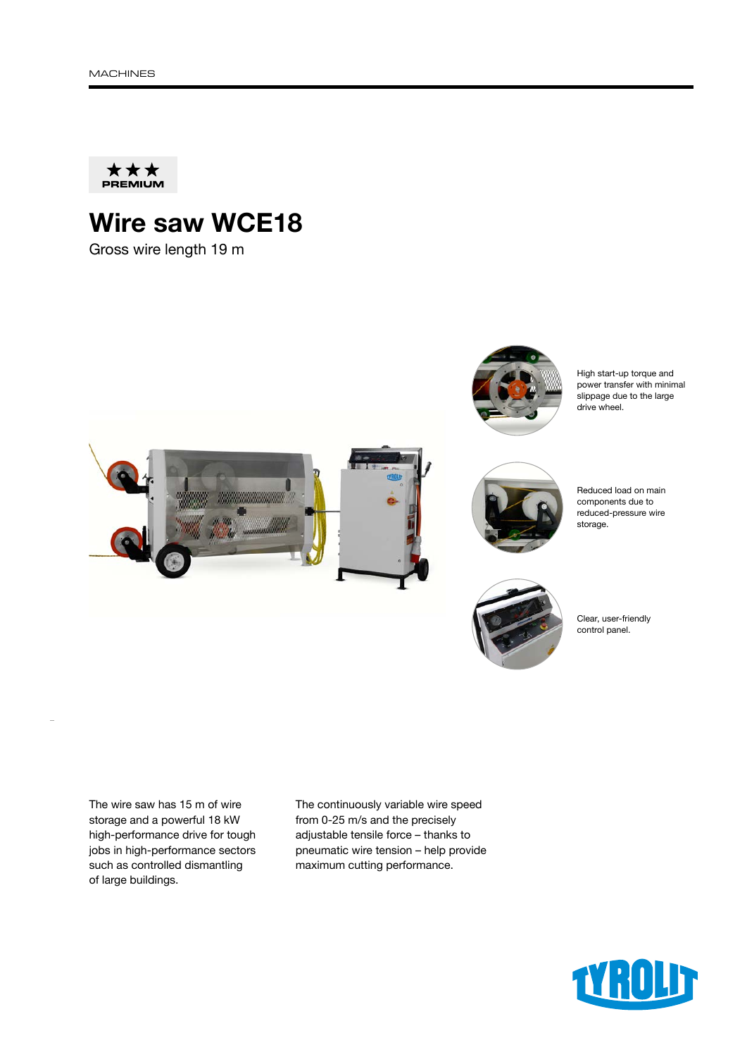★★★
**PREMIUM**

# Wire saw WCE18

Gross wire length 19 m

High start-up torque and power transfer with minimal slippage due to the large drive wheel.

Reduced load on main components due to reduced-pressure wire storage.

Clear, user-friendly control panel.

The wire saw has 15 m of wire storage and a powerful 18 kW high-performance drive for tough jobs in high-performance sectors such as controlled dismantling of large buildings.

The continuously variable wire speed from 0-25 m/s and the precisely adjustable tensile force – thanks to pneumatic wire tension – help provide maximum cutting performance.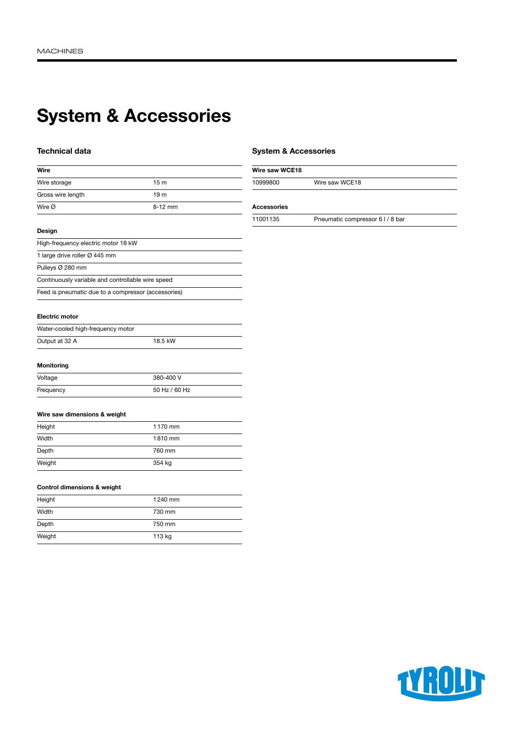# System & Accessories

## Technical data

| Wire | |
|---|---|
| Wire storage | 15 m |
| Gross wire length | 19 m |
| Wire Ø | 8-12 mm |

| Design |
|---|
| High-frequency electric motor 18 kW |
| 1 large drive roller Ø 445 mm |
| Pulleys Ø 280 mm |
| Continuously variable and controllable wire speed |
| Feed is pneumatic due to a compressor (accessories) |

| Electric motor | |
|---|---|
| Water-cooled high-frequency motor | |
| Output at 32 A | 18.5 kW |

| Monitoring | |
|---|---|
| Voltage | 380-400 V |
| Frequency | 50 Hz / 60 Hz |

| Wire saw dimensions & weight | |
|---|---|
| Height | 1170 mm |
| Width | 1810 mm |
| Depth | 760 mm |
| Weight | 354 kg |

| Control dimensions & weight | |
|---|---|
| Height | 1240 mm |
| Width | 730 mm |
| Depth | 750 mm |
| Weight | 113 kg |

## System & Accessories

| Wire saw WCE18 | |
|---|---|
| 10999800 | Wire saw WCE18 |

| Accessories | |
|---|---|
| 11001135 | Pneumatic compressor 6 l / 8 bar |

TYROLIT